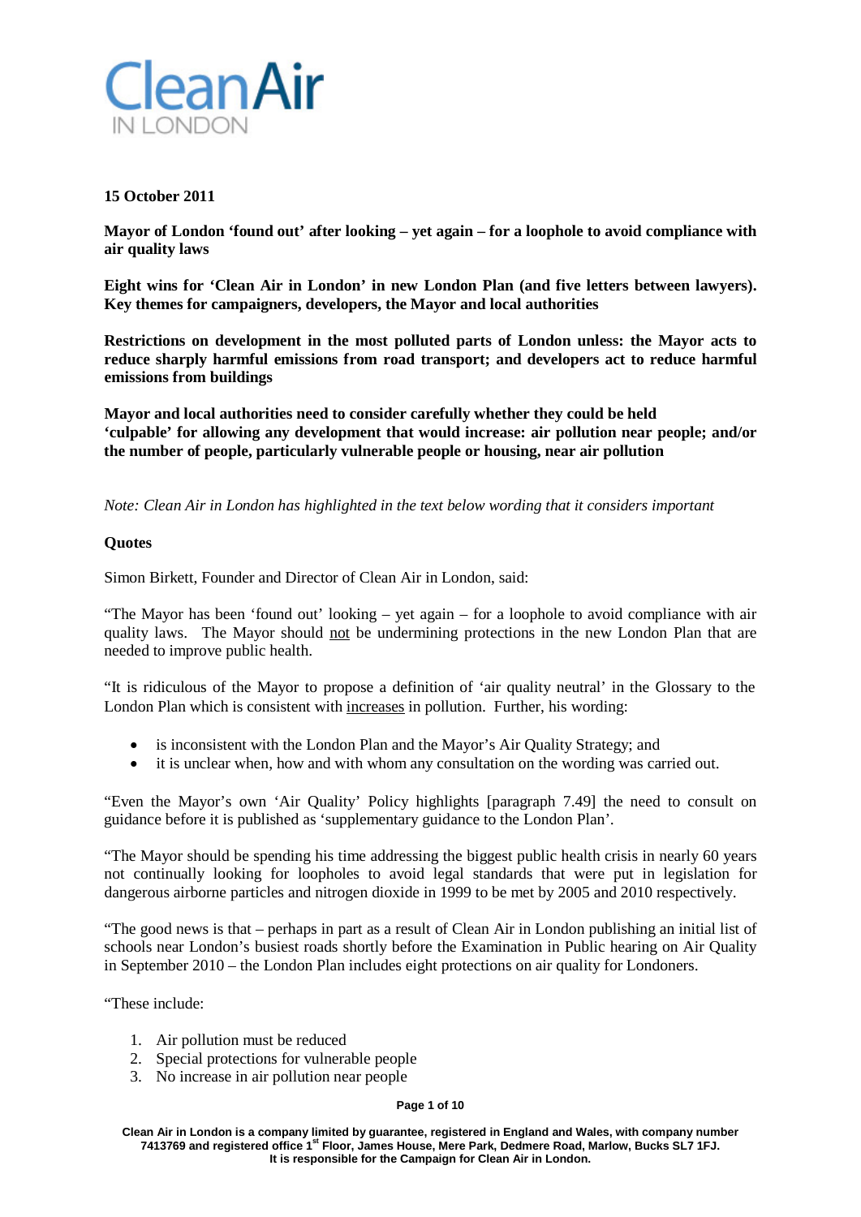**15 October 2011**

**Mayor of London 'found out' after looking – yet again – for a loophole to avoid compliance with air quality laws**

**Eight wins for 'Clean Air in London' in new London Plan (and five letters between lawyers). Key themes for campaigners, developers, the Mayor and local authorities**

**Restrictions on development in the most polluted parts of London unless: the Mayor acts to reduce sharply harmful emissions from road transport; and developers act to reduce harmful emissions from buildings**

**Mayor and local authorities need to consider carefully whether they could be held 'culpable' for allowing any development that would increase: air pollution near people; and/or the number of people, particularly vulnerable people or housing, near air pollution**

*Note: Clean Air in London has highlighted in the text below wording that it considers important*

**Quotes**

Simon Birkett, Founder and Director of Clean Air in London, said:

"The Mayor has been 'found out' looking – yet again – for a loophole to avoid compliance with air quality laws. The Mayor should not be undermining protections in the new London Plan that are needed to improve public health.

"It is ridiculous of the Mayor to propose a definition of 'air quality neutral' in the Glossary to the London Plan which is consistent with increases in pollution. Further, his wording:

- is inconsistent with the London Plan and the Mayor's Air Quality Strategy; and
- it is unclear when, how and with whom any consultation on the wording was carried out.

"Even the Mayor's own 'Air Quality' Policy highlights [paragraph 7.49] the need to consult on guidance before it is published as 'supplementary guidance to the London Plan'.

"The Mayor should be spending his time addressing the biggest public health crisis in nearly 60 years not continually looking for loopholes to avoid legal standards that were put in legislation for dangerous airborne particles and nitrogen dioxide in 1999 to be met by 2005 and 2010 respectively.

"The good news is that – perhaps in part as a result of Clean Air in London publishing an initial list of schools near London's busiest roads shortly before the Examination in Public hearing on Air Quality in September 2010 – the London Plan includes eight protections on air quality for Londoners.

"These include:

1. Air pollution must be reduced
2. Special protections for vulnerable people
3. No increase in air pollution near people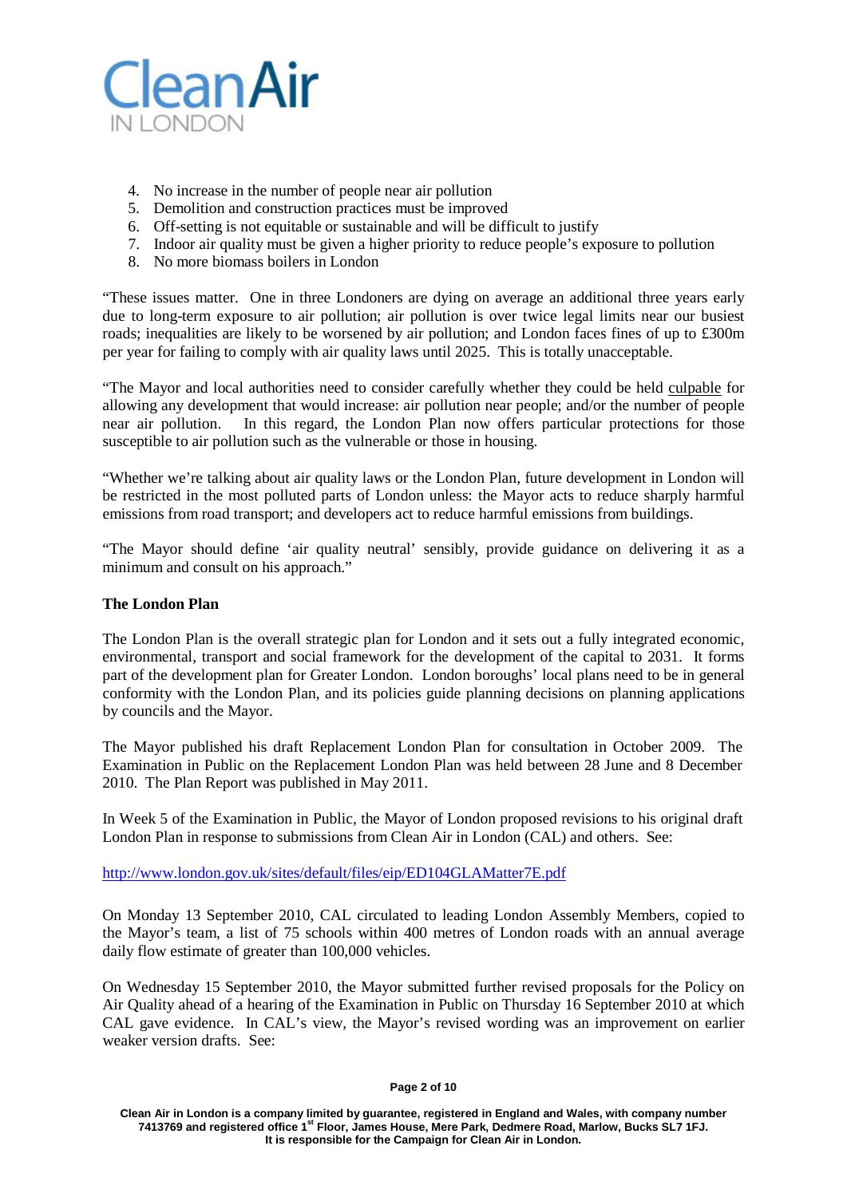4. No increase in the number of people near air pollution
5. Demolition and construction practices must be improved
6. Off-setting is not equitable or sustainable and will be difficult to justify
7. Indoor air quality must be given a higher priority to reduce people's exposure to pollution
8. No more biomass boilers in London

"These issues matter. One in three Londoners are dying on average an additional three years early due to long-term exposure to air pollution; air pollution is over twice legal limits near our busiest roads; inequalities are likely to be worsened by air pollution; and London faces fines of up to £300m per year for failing to comply with air quality laws until 2025. This is totally unacceptable.

"The Mayor and local authorities need to consider carefully whether they could be held culpable for allowing any development that would increase: air pollution near people; and/or the number of people near air pollution. In this regard, the London Plan now offers particular protections for those susceptible to air pollution such as the vulnerable or those in housing.

"Whether we're talking about air quality laws or the London Plan, future development in London will be restricted in the most polluted parts of London unless: the Mayor acts to reduce sharply harmful emissions from road transport; and developers act to reduce harmful emissions from buildings.

"The Mayor should define 'air quality neutral' sensibly, provide guidance on delivering it as a minimum and consult on his approach."

**The London Plan**

The London Plan is the overall strategic plan for London and it sets out a fully integrated economic, environmental, transport and social framework for the development of the capital to 2031. It forms part of the development plan for Greater London. London boroughs' local plans need to be in general conformity with the London Plan, and its policies guide planning decisions on planning applications by councils and the Mayor.

The Mayor published his draft Replacement London Plan for consultation in October 2009. The Examination in Public on the Replacement London Plan was held between 28 June and 8 December 2010. The Plan Report was published in May 2011.

In Week 5 of the Examination in Public, the Mayor of London proposed revisions to his original draft London Plan in response to submissions from Clean Air in London (CAL) and others. See:

http://www.london.gov.uk/sites/default/files/eip/ED104GLAMatter7E.pdf

On Monday 13 September 2010, CAL circulated to leading London Assembly Members, copied to the Mayor's team, a list of 75 schools within 400 metres of London roads with an annual average daily flow estimate of greater than 100,000 vehicles.

On Wednesday 15 September 2010, the Mayor submitted further revised proposals for the Policy on Air Quality ahead of a hearing of the Examination in Public on Thursday 16 September 2010 at which CAL gave evidence. In CAL's view, the Mayor's revised wording was an improvement on earlier weaker version drafts. See: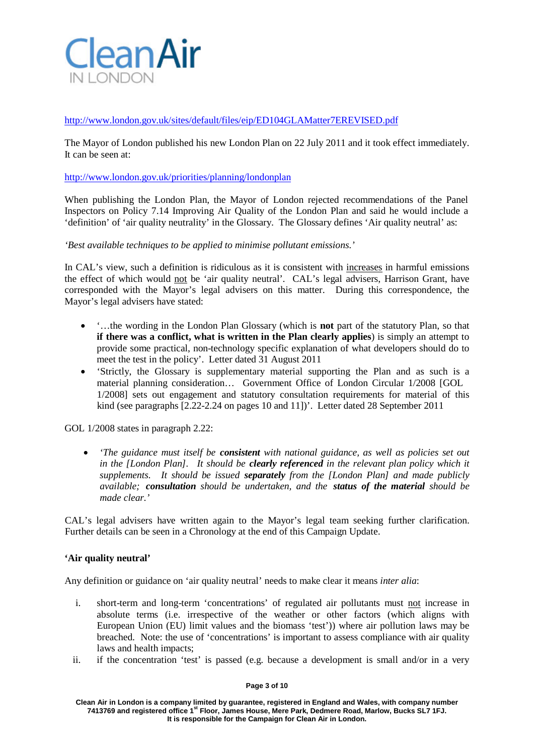http://www.london.gov.uk/sites/default/files/eip/ED104GLAMatter7EREVISED.pdf

The Mayor of London published his new London Plan on 22 July 2011 and it took effect immediately. It can be seen at:

http://www.london.gov.uk/priorities/planning/londonplan

When publishing the London Plan, the Mayor of London rejected recommendations of the Panel Inspectors on Policy 7.14 Improving Air Quality of the London Plan and said he would include a 'definition' of 'air quality neutrality' in the Glossary. The Glossary defines 'Air quality neutral' as:

*'Best available techniques to be applied to minimise pollutant emissions.'*

In CAL's view, such a definition is ridiculous as it is consistent with increases in harmful emissions the effect of which would not be 'air quality neutral'. CAL's legal advisers, Harrison Grant, have corresponded with the Mayor's legal advisers on this matter. During this correspondence, the Mayor's legal advisers have stated:

- '…the wording in the London Plan Glossary (which is **not** part of the statutory Plan, so that **if there was a conflict, what is written in the Plan clearly applies**) is simply an attempt to provide some practical, non-technology specific explanation of what developers should do to meet the test in the policy'. Letter dated 31 August 2011
- 'Strictly, the Glossary is supplementary material supporting the Plan and as such is a material planning consideration… Government Office of London Circular 1/2008 [GOL 1/2008] sets out engagement and statutory consultation requirements for material of this kind (see paragraphs [2.22-2.24 on pages 10 and 11])'. Letter dated 28 September 2011

GOL 1/2008 states in paragraph 2.22:

- *'The guidance must itself be **consistent** with national guidance, as well as policies set out in the [London Plan]. It should be **clearly referenced** in the relevant plan policy which it supplements. It should be issued **separately** from the [London Plan] and made publicly available; **consultation** should be undertaken, and the **status of the material** should be made clear.'*

CAL's legal advisers have written again to the Mayor's legal team seeking further clarification. Further details can be seen in a Chronology at the end of this Campaign Update.

**'Air quality neutral'**

Any definition or guidance on 'air quality neutral' needs to make clear it means *inter alia*:

i. short-term and long-term 'concentrations' of regulated air pollutants must not increase in absolute terms (i.e. irrespective of the weather or other factors (which aligns with European Union (EU) limit values and the biomass 'test')) where air pollution laws may be breached. Note: the use of 'concentrations' is important to assess compliance with air quality laws and health impacts;

ii. if the concentration 'test' is passed (e.g. because a development is small and/or in a very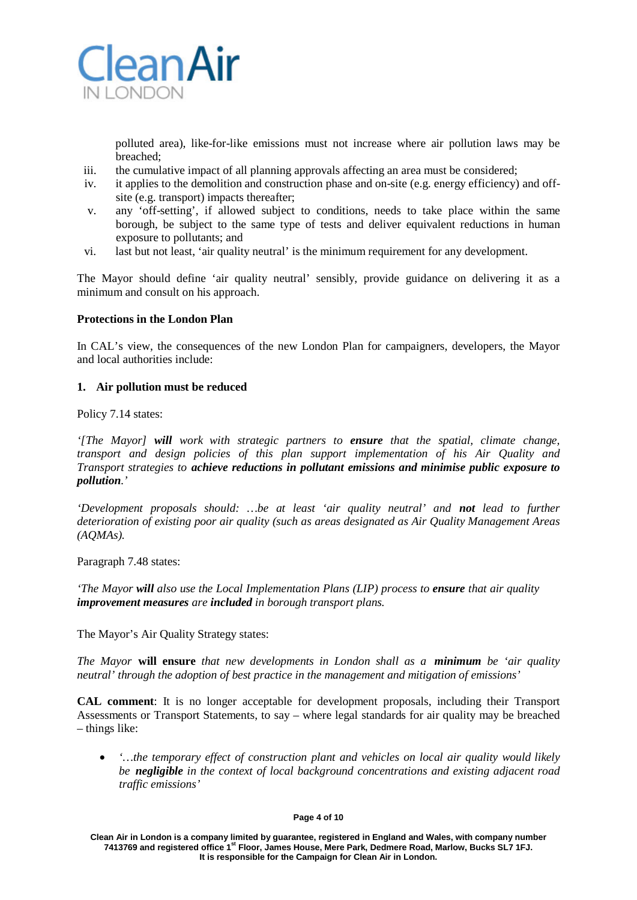polluted area), like-for-like emissions must not increase where air pollution laws may be breached;

iii. the cumulative impact of all planning approvals affecting an area must be considered;

iv. it applies to the demolition and construction phase and on-site (e.g. energy efficiency) and off-site (e.g. transport) impacts thereafter;

v. any 'off-setting', if allowed subject to conditions, needs to take place within the same borough, be subject to the same type of tests and deliver equivalent reductions in human exposure to pollutants; and

vi. last but not least, 'air quality neutral' is the minimum requirement for any development.

The Mayor should define 'air quality neutral' sensibly, provide guidance on delivering it as a minimum and consult on his approach.

**Protections in the London Plan**

In CAL's view, the consequences of the new London Plan for campaigners, developers, the Mayor and local authorities include:

**1. Air pollution must be reduced**

Policy 7.14 states:

*'[The Mayor] **will** work with strategic partners to **ensure** that the spatial, climate change, transport and design policies of this plan support implementation of his Air Quality and Transport strategies to **achieve reductions in pollutant emissions and minimise public exposure to pollution**.'*

*'Development proposals should: …be at least 'air quality neutral' and **not** lead to further deterioration of existing poor air quality (such as areas designated as Air Quality Management Areas (AQMAs).*

Paragraph 7.48 states:

*'The Mayor **will** also use the Local Implementation Plans (LIP) process to **ensure** that air quality **improvement measures** are **included** in borough transport plans.*

The Mayor's Air Quality Strategy states:

*The Mayor* **will ensure** *that new developments in London shall as a **minimum** be 'air quality neutral' through the adoption of best practice in the management and mitigation of emissions'*

**CAL comment**: It is no longer acceptable for development proposals, including their Transport Assessments or Transport Statements, to say – where legal standards for air quality may be breached – things like:

- *'…the temporary effect of construction plant and vehicles on local air quality would likely be **negligible** in the context of local background concentrations and existing adjacent road traffic emissions'*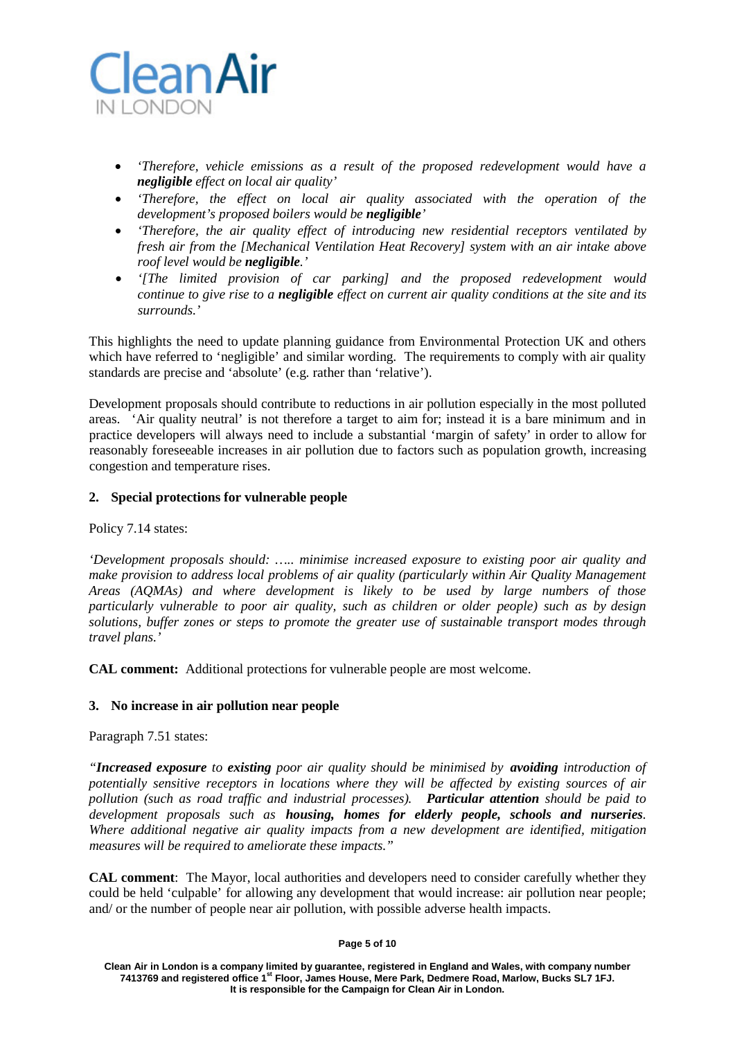- *'Therefore, vehicle emissions as a result of the proposed redevelopment would have a **negligible** effect on local air quality'*
- *'Therefore, the effect on local air quality associated with the operation of the development's proposed boilers would be **negligible**'*
- *'Therefore, the air quality effect of introducing new residential receptors ventilated by fresh air from the [Mechanical Ventilation Heat Recovery] system with an air intake above roof level would be **negligible**.'*
- *'[The limited provision of car parking] and the proposed redevelopment would continue to give rise to a **negligible** effect on current air quality conditions at the site and its surrounds.'*

This highlights the need to update planning guidance from Environmental Protection UK and others which have referred to 'negligible' and similar wording. The requirements to comply with air quality standards are precise and 'absolute' (e.g. rather than 'relative').

Development proposals should contribute to reductions in air pollution especially in the most polluted areas. 'Air quality neutral' is not therefore a target to aim for; instead it is a bare minimum and in practice developers will always need to include a substantial 'margin of safety' in order to allow for reasonably foreseeable increases in air pollution due to factors such as population growth, increasing congestion and temperature rises.

## 2. Special protections for vulnerable people

Policy 7.14 states:

*'Development proposals should: ….. minimise increased exposure to existing poor air quality and make provision to address local problems of air quality (particularly within Air Quality Management Areas (AQMAs) and where development is likely to be used by large numbers of those particularly vulnerable to poor air quality, such as children or older people) such as by design solutions, buffer zones or steps to promote the greater use of sustainable transport modes through travel plans.'*

**CAL comment:** Additional protections for vulnerable people are most welcome.

## 3. No increase in air pollution near people

Paragraph 7.51 states:

*"**Increased exposure** to **existing** poor air quality should be minimised by **avoiding** introduction of potentially sensitive receptors in locations where they will be affected by existing sources of air pollution (such as road traffic and industrial processes). **Particular attention** should be paid to development proposals such as **housing, homes for elderly people, schools and nurseries**. Where additional negative air quality impacts from a new development are identified, mitigation measures will be required to ameliorate these impacts."*

**CAL comment**: The Mayor, local authorities and developers need to consider carefully whether they could be held 'culpable' for allowing any development that would increase: air pollution near people; and/ or the number of people near air pollution, with possible adverse health impacts.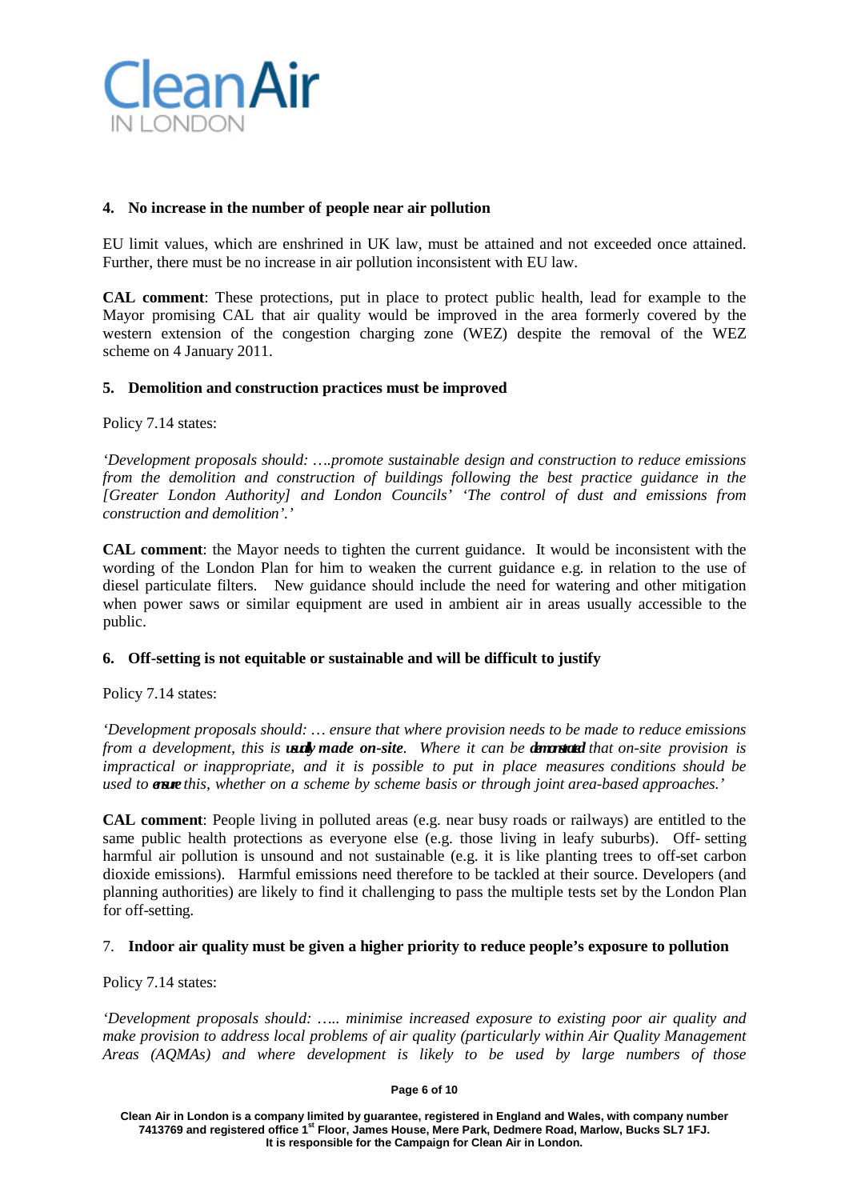### 4. No increase in the number of people near air pollution

EU limit values, which are enshrined in UK law, must be attained and not exceeded once attained. Further, there must be no increase in air pollution inconsistent with EU law.

**CAL comment**: These protections, put in place to protect public health, lead for example to the Mayor promising CAL that air quality would be improved in the area formerly covered by the western extension of the congestion charging zone (WEZ) despite the removal of the WEZ scheme on 4 January 2011.

### 5. Demolition and construction practices must be improved

Policy 7.14 states:

*'Development proposals should: ….promote sustainable design and construction to reduce emissions from the demolition and construction of buildings following the best practice guidance in the [Greater London Authority] and London Councils' 'The control of dust and emissions from construction and demolition'.'*

**CAL comment**: the Mayor needs to tighten the current guidance. It would be inconsistent with the wording of the London Plan for him to weaken the current guidance e.g. in relation to the use of diesel particulate filters. New guidance should include the need for watering and other mitigation when power saws or similar equipment are used in ambient air in areas usually accessible to the public.

### 6. Off-setting is not equitable or sustainable and will be difficult to justify

Policy 7.14 states:

*'Development proposals should: … ensure that where provision needs to be made to reduce emissions from a development, this is **usually made on-site**. Where it can be **demonstrated** that on-site provision is impractical or inappropriate, and it is possible to put in place measures conditions should be used to **ensure** this, whether on a scheme by scheme basis or through joint area-based approaches.'*

**CAL comment**: People living in polluted areas (e.g. near busy roads or railways) are entitled to the same public health protections as everyone else (e.g. those living in leafy suburbs). Off- setting harmful air pollution is unsound and not sustainable (e.g. it is like planting trees to off-set carbon dioxide emissions). Harmful emissions need therefore to be tackled at their source. Developers (and planning authorities) are likely to find it challenging to pass the multiple tests set by the London Plan for off-setting.

### 7. Indoor air quality must be given a higher priority to reduce people's exposure to pollution

Policy 7.14 states:

*'Development proposals should: ….. minimise increased exposure to existing poor air quality and make provision to address local problems of air quality (particularly within Air Quality Management Areas (AQMAs) and where development is likely to be used by large numbers of those*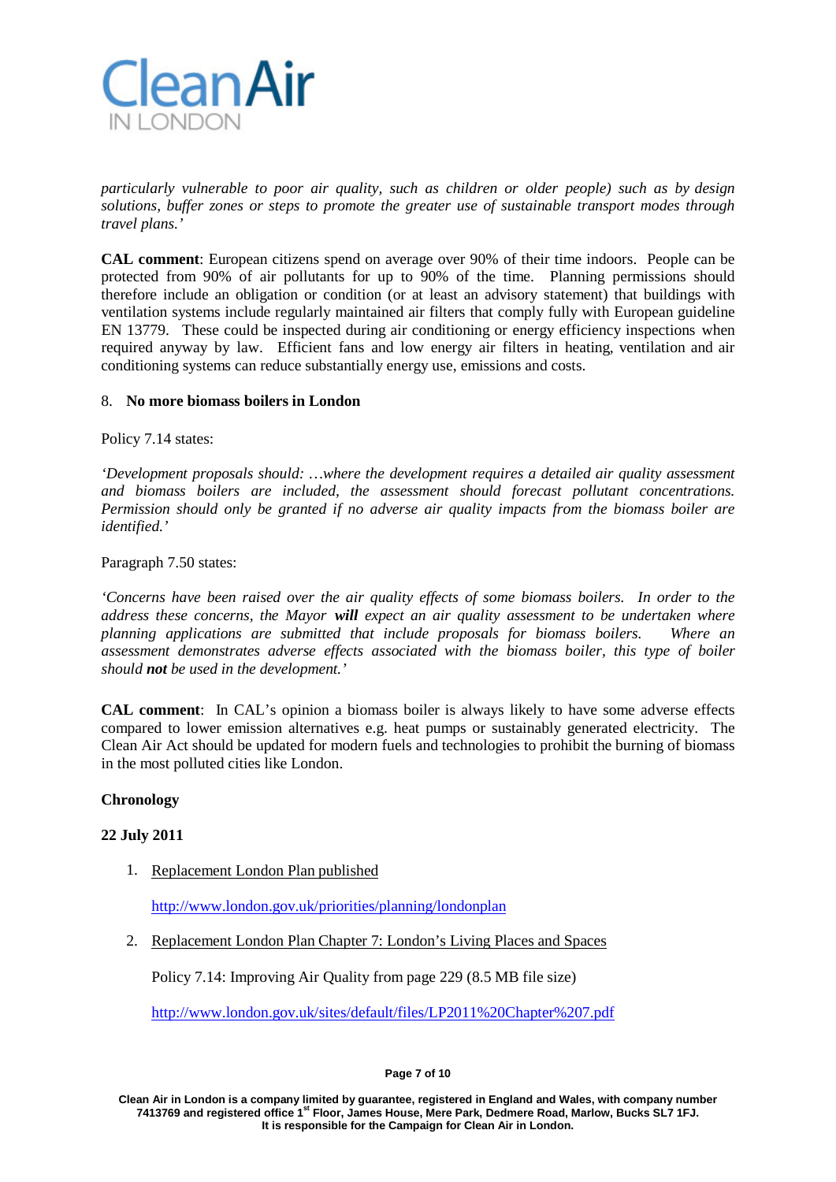*particularly vulnerable to poor air quality, such as children or older people) such as by design solutions, buffer zones or steps to promote the greater use of sustainable transport modes through travel plans.'*

**CAL comment**: European citizens spend on average over 90% of their time indoors. People can be protected from 90% of air pollutants for up to 90% of the time. Planning permissions should therefore include an obligation or condition (or at least an advisory statement) that buildings with ventilation systems include regularly maintained air filters that comply fully with European guideline EN 13779. These could be inspected during air conditioning or energy efficiency inspections when required anyway by law. Efficient fans and low energy air filters in heating, ventilation and air conditioning systems can reduce substantially energy use, emissions and costs.

8. **No more biomass boilers in London**

Policy 7.14 states:

*'Development proposals should: …where the development requires a detailed air quality assessment and biomass boilers are included, the assessment should forecast pollutant concentrations. Permission should only be granted if no adverse air quality impacts from the biomass boiler are identified.'*

Paragraph 7.50 states:

*'Concerns have been raised over the air quality effects of some biomass boilers. In order to the address these concerns, the Mayor* ***will*** *expect an air quality assessment to be undertaken where planning applications are submitted that include proposals for biomass boilers. Where an assessment demonstrates adverse effects associated with the biomass boiler, this type of boiler should* ***not*** *be used in the development.'*

**CAL comment**: In CAL's opinion a biomass boiler is always likely to have some adverse effects compared to lower emission alternatives e.g. heat pumps or sustainably generated electricity. The Clean Air Act should be updated for modern fuels and technologies to prohibit the burning of biomass in the most polluted cities like London.

**Chronology**

**22 July 2011**

1. Replacement London Plan published

   http://www.london.gov.uk/priorities/planning/londonplan

2. Replacement London Plan Chapter 7: London's Living Places and Spaces

   Policy 7.14: Improving Air Quality from page 229 (8.5 MB file size)

   http://www.london.gov.uk/sites/default/files/LP2011%20Chapter%207.pdf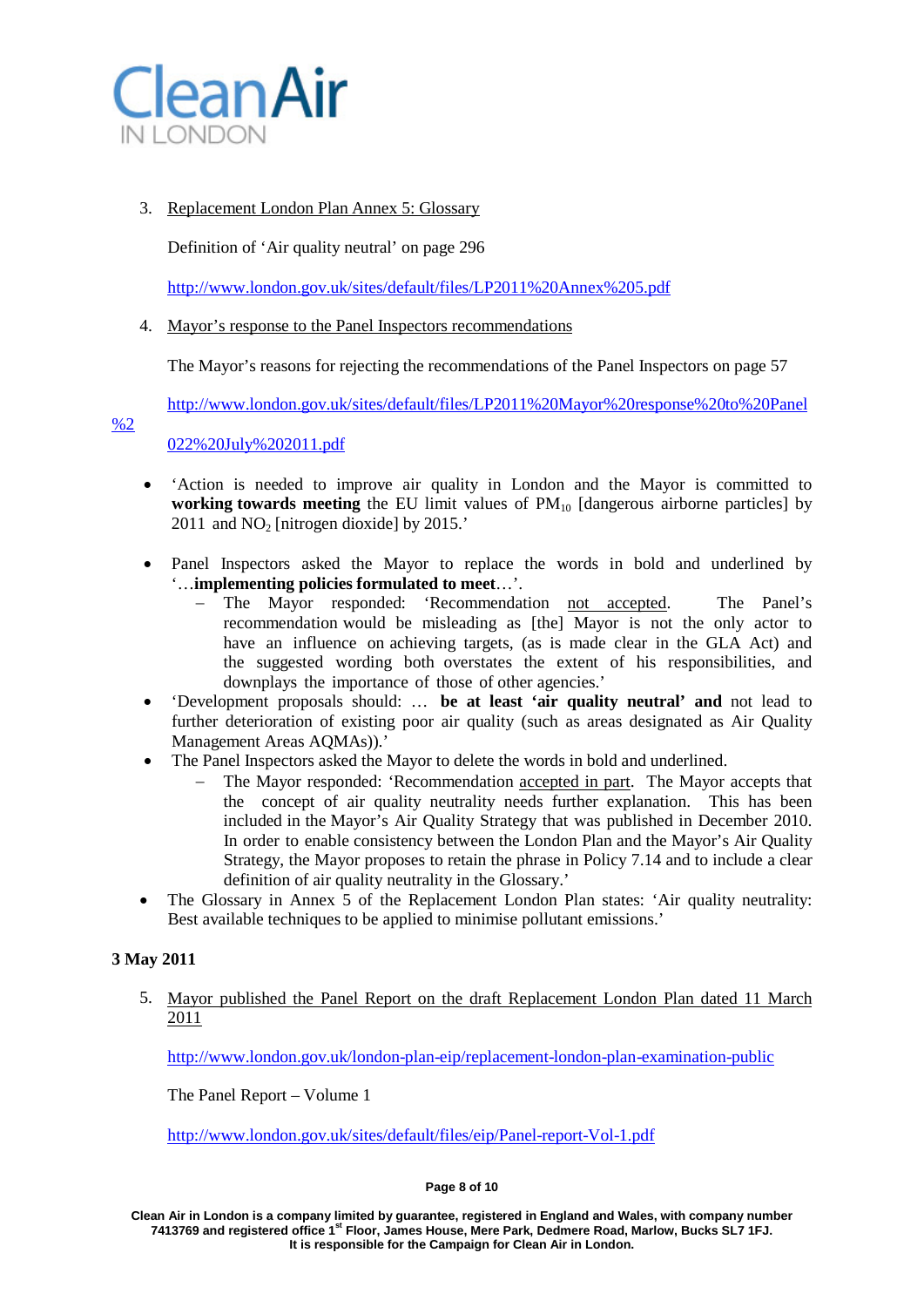3. Replacement London Plan Annex 5: Glossary

   Definition of 'Air quality neutral' on page 296

   http://www.london.gov.uk/sites/default/files/LP2011%20Annex%205.pdf

4. Mayor's response to the Panel Inspectors recommendations

   The Mayor's reasons for rejecting the recommendations of the Panel Inspectors on page 57

   http://www.london.gov.uk/sites/default/files/LP2011%20Mayor%20response%20to%20Panel%2022%20July%202011.pdf

- 'Action is needed to improve air quality in London and the Mayor is committed to **working towards meeting** the EU limit values of $PM_{10}$ [dangerous airborne particles] by 2011 and $NO_2$ [nitrogen dioxide] by 2015.'
- Panel Inspectors asked the Mayor to replace the words in bold and underlined by '…**implementing policies formulated to meet**…'.
  - The Mayor responded: 'Recommendation not accepted. The Panel's recommendation would be misleading as [the] Mayor is not the only actor to have an influence on achieving targets, (as is made clear in the GLA Act) and the suggested wording both overstates the extent of his responsibilities, and downplays the importance of those of other agencies.'
- 'Development proposals should: … **be at least 'air quality neutral' and** not lead to further deterioration of existing poor air quality (such as areas designated as Air Quality Management Areas AQMAs)).'
- The Panel Inspectors asked the Mayor to delete the words in bold and underlined.
  - The Mayor responded: 'Recommendation accepted in part. The Mayor accepts that the concept of air quality neutrality needs further explanation. This has been included in the Mayor's Air Quality Strategy that was published in December 2010. In order to enable consistency between the London Plan and the Mayor's Air Quality Strategy, the Mayor proposes to retain the phrase in Policy 7.14 and to include a clear definition of air quality neutrality in the Glossary.'
- The Glossary in Annex 5 of the Replacement London Plan states: 'Air quality neutrality: Best available techniques to be applied to minimise pollutant emissions.'

**3 May 2011**

5. Mayor published the Panel Report on the draft Replacement London Plan dated 11 March 2011

   http://www.london.gov.uk/london-plan-eip/replacement-london-plan-examination-public

   The Panel Report – Volume 1

   http://www.london.gov.uk/sites/default/files/eip/Panel-report-Vol-1.pdf

Clean Air in London is a company limited by guarantee, registered in England and Wales, with company number 7413769 and registered office 1st Floor, James House, Mere Park, Dedmere Road, Marlow, Bucks SL7 1FJ. It is responsible for the Campaign for Clean Air in London.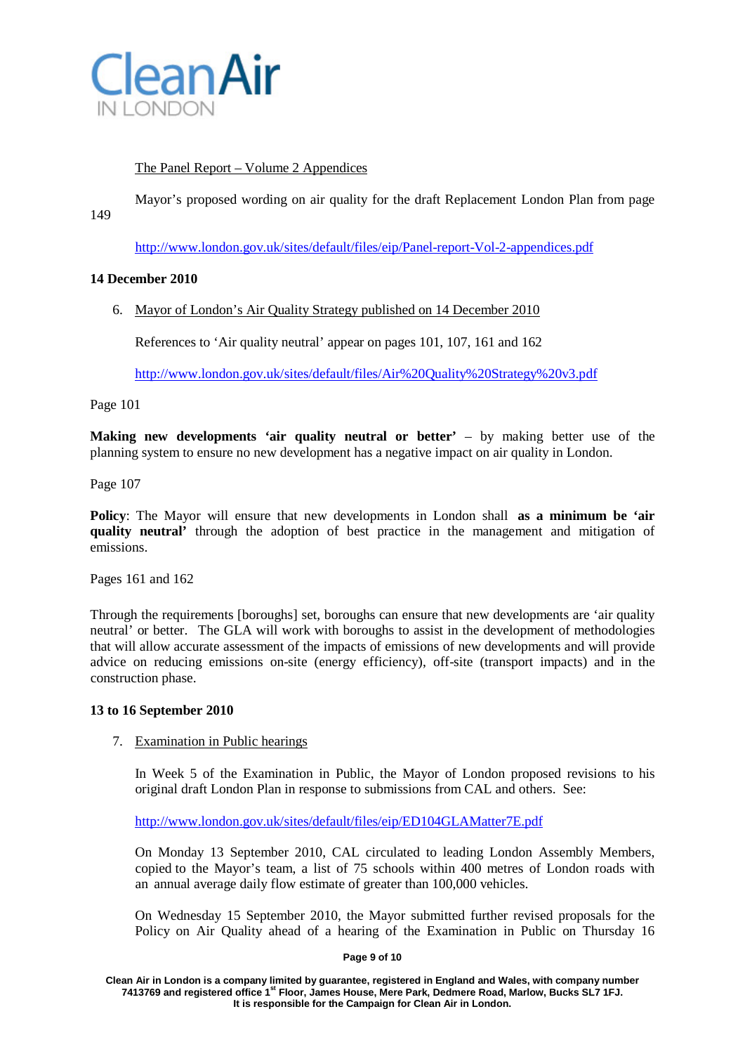The Panel Report – Volume 2 Appendices

Mayor's proposed wording on air quality for the draft Replacement London Plan from page 149

http://www.london.gov.uk/sites/default/files/eip/Panel-report-Vol-2-appendices.pdf

**14 December 2010**

6. Mayor of London's Air Quality Strategy published on 14 December 2010

   References to 'Air quality neutral' appear on pages 101, 107, 161 and 162

   http://www.london.gov.uk/sites/default/files/Air%20Quality%20Strategy%20v3.pdf

Page 101

**Making new developments 'air quality neutral or better'** – by making better use of the planning system to ensure no new development has a negative impact on air quality in London.

Page 107

**Policy**: The Mayor will ensure that new developments in London shall **as a minimum be 'air quality neutral'** through the adoption of best practice in the management and mitigation of emissions.

Pages 161 and 162

Through the requirements [boroughs] set, boroughs can ensure that new developments are 'air quality neutral' or better. The GLA will work with boroughs to assist in the development of methodologies that will allow accurate assessment of the impacts of emissions of new developments and will provide advice on reducing emissions on-site (energy efficiency), off-site (transport impacts) and in the construction phase.

**13 to 16 September 2010**

7. Examination in Public hearings

   In Week 5 of the Examination in Public, the Mayor of London proposed revisions to his original draft London Plan in response to submissions from CAL and others. See:

   http://www.london.gov.uk/sites/default/files/eip/ED104GLAMatter7E.pdf

   On Monday 13 September 2010, CAL circulated to leading London Assembly Members, copied to the Mayor's team, a list of 75 schools within 400 metres of London roads with an annual average daily flow estimate of greater than 100,000 vehicles.

   On Wednesday 15 September 2010, the Mayor submitted further revised proposals for the Policy on Air Quality ahead of a hearing of the Examination in Public on Thursday 16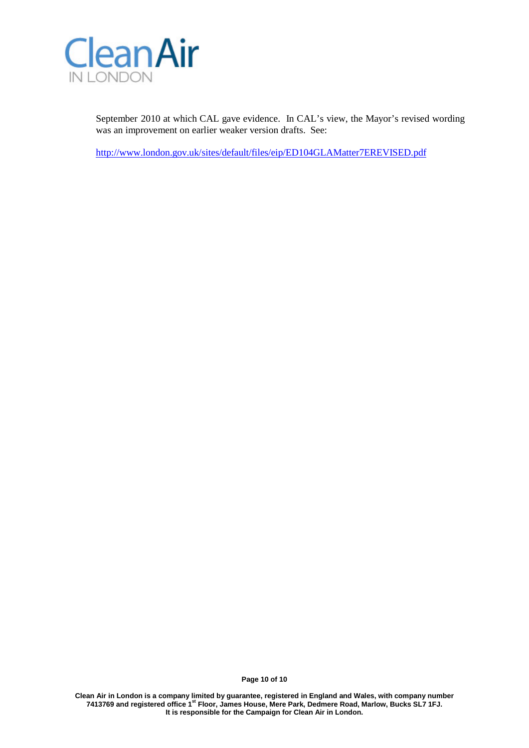September 2010 at which CAL gave evidence. In CAL's view, the Mayor's revised wording was an improvement on earlier weaker version drafts. See:

http://www.london.gov.uk/sites/default/files/eip/ED104GLAMatter7EREVISED.pdf